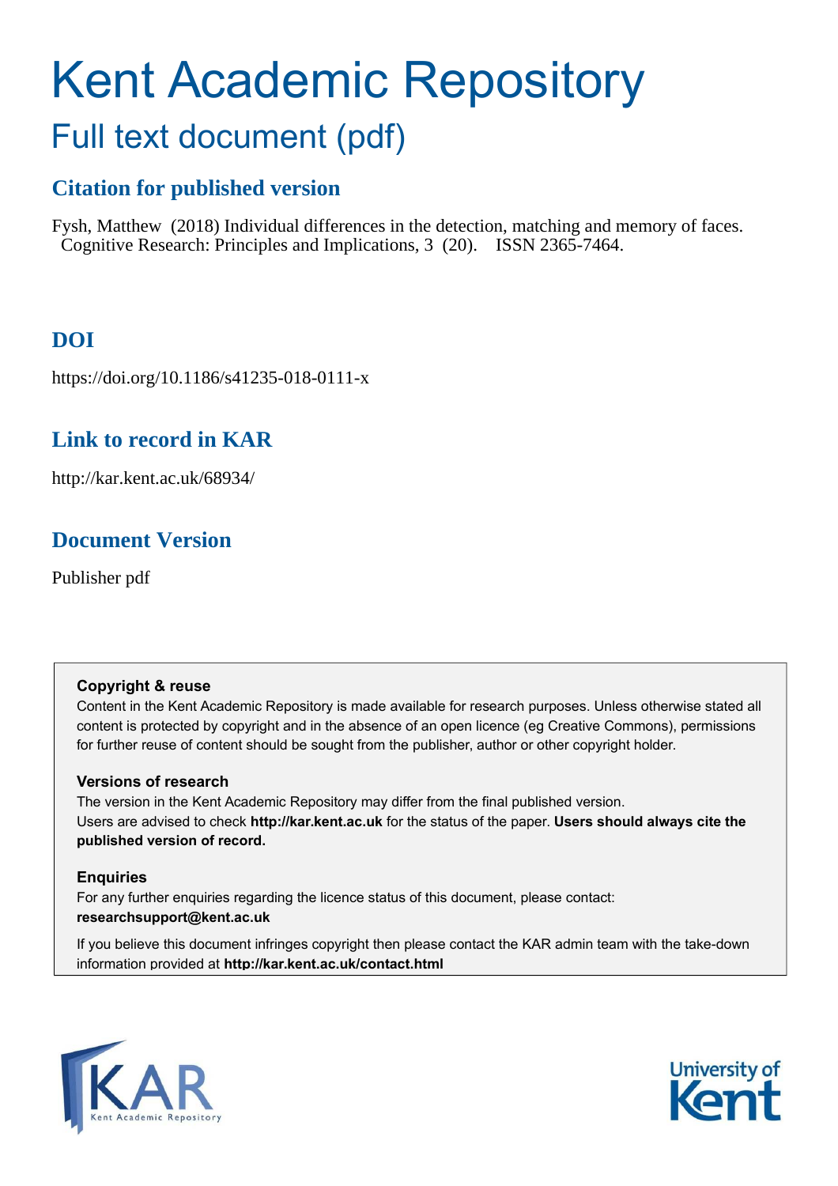# Kent Academic Repository

## Full text document (pdf)

### Citation for published version

Fysh, Matthew (2018) Individual differences in the detection, matching and memory of faces. Cognitive Research: Principles and Implications, 3 (20). ISSN 2365-7464.

### DOI

https://doi.org/10.1186/s41235-018-0111-x

### Link to record in KAR

http://kar.kent.ac.uk/68934/

### Document Version

Publisher pdf

**Copyright & reuse**

Content in the Kent Academic Repository is made available for research purposes. Unless otherwise stated all content is protected by copyright and in the absence of an open licence (eg Creative Commons), permissions for further reuse of content should be sought from the publisher, author or other copyright holder.

**Versions of research**

The version in the Kent Academic Repository may differ from the final published version. Users are advised to check **http://kar.kent.ac.uk** for the status of the paper. **Users should always cite the published version of record.**

**Enquiries**

For any further enquiries regarding the licence status of this document, please contact: **researchsupport@kent.ac.uk**

If you believe this document infringes copyright then please contact the KAR admin team with the take-down information provided at **http://kar.kent.ac.uk/contact.html**

KAR Kent Academic Repository

University of Kent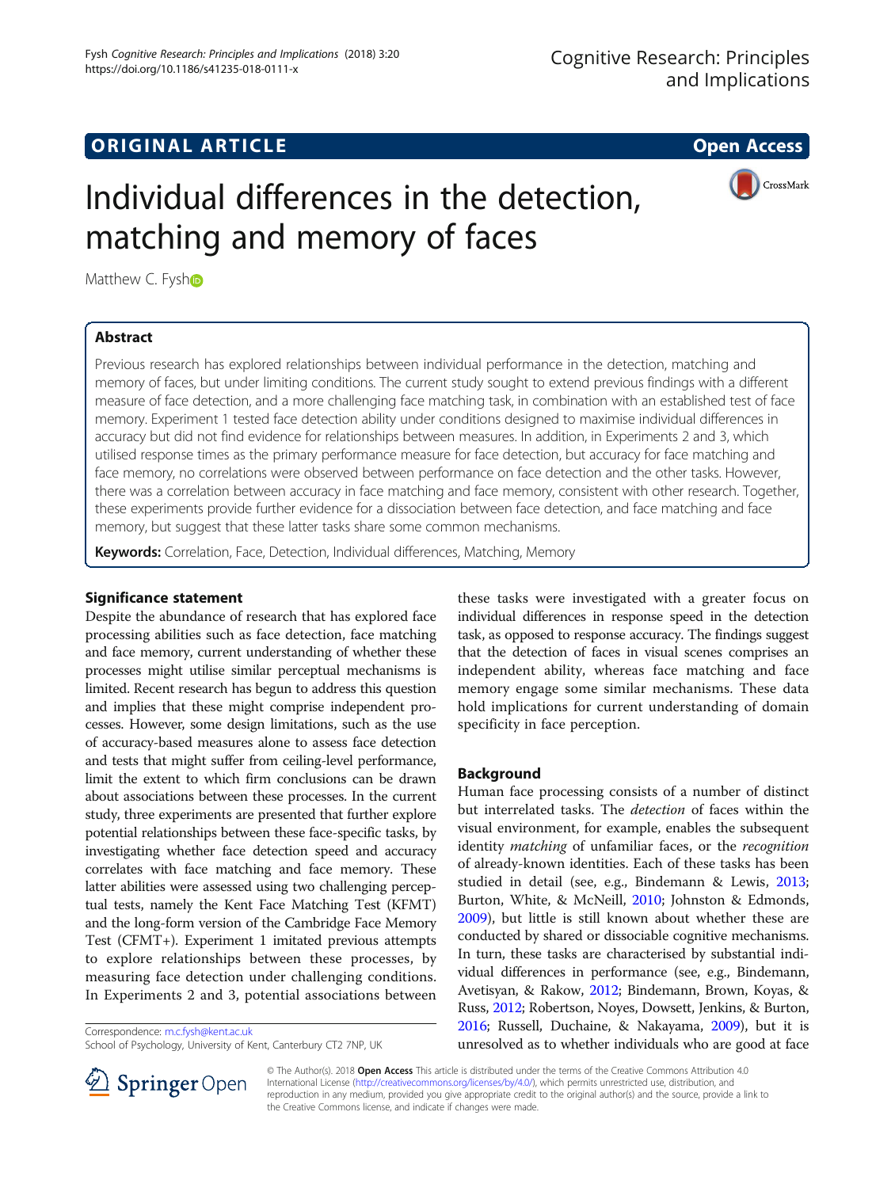# Individual differences in the detection, matching and memory of faces

Matthew C. Fysh

## Abstract

Previous research has explored relationships between individual performance in the detection, matching and memory of faces, but under limiting conditions. The current study sought to extend previous findings with a different measure of face detection, and a more challenging face matching task, in combination with an established test of face memory. Experiment 1 tested face detection ability under conditions designed to maximise individual differences in accuracy but did not find evidence for relationships between measures. In addition, in Experiments 2 and 3, which utilised response times as the primary performance measure for face detection, but accuracy for face matching and face memory, no correlations were observed between performance on face detection and the other tasks. However, there was a correlation between accuracy in face matching and face memory, consistent with other research. Together, these experiments provide further evidence for a dissociation between face detection, and face matching and face memory, but suggest that these latter tasks share some common mechanisms.

**Keywords:** Correlation, Face, Detection, Individual differences, Matching, Memory

## Significance statement

Despite the abundance of research that has explored face processing abilities such as face detection, face matching and face memory, current understanding of whether these processes might utilise similar perceptual mechanisms is limited. Recent research has begun to address this question and implies that these might comprise independent processes. However, some design limitations, such as the use of accuracy-based measures alone to assess face detection and tests that might suffer from ceiling-level performance, limit the extent to which firm conclusions can be drawn about associations between these processes. In the current study, three experiments are presented that further explore potential relationships between these face-specific tasks, by investigating whether face detection speed and accuracy correlates with face matching and face memory. These latter abilities were assessed using two challenging perceptual tests, namely the Kent Face Matching Test (KFMT) and the long-form version of the Cambridge Face Memory Test (CFMT+). Experiment 1 imitated previous attempts to explore relationships between these processes, by measuring face detection under challenging conditions. In Experiments 2 and 3, potential associations between these tasks were investigated with a greater focus on individual differences in response speed in the detection task, as opposed to response accuracy. The findings suggest that the detection of faces in visual scenes comprises an independent ability, whereas face matching and face memory engage some similar mechanisms. These data hold implications for current understanding of domain specificity in face perception.

## Background

Human face processing consists of a number of distinct but interrelated tasks. The *detection* of faces within the visual environment, for example, enables the subsequent identity *matching* of unfamiliar faces, or the *recognition* of already-known identities. Each of these tasks has been studied in detail (see, e.g., Bindemann & Lewis, 2013; Burton, White, & McNeill, 2010; Johnston & Edmonds, 2009), but little is still known about whether these are conducted by shared or dissociable cognitive mechanisms. In turn, these tasks are characterised by substantial individual differences in performance (see, e.g., Bindemann, Avetisyan, & Rakow, 2012; Bindemann, Brown, Koyas, & Russ, 2012; Robertson, Noyes, Dowsett, Jenkins, & Burton, 2016; Russell, Duchaine, & Nakayama, 2009), but it is unresolved as to whether individuals who are good at face

Correspondence: m.c.fysh@kent.ac.uk
School of Psychology, University of Kent, Canterbury CT2 7NP, UK

© The Author(s). 2018 **Open Access** This article is distributed under the terms of the Creative Commons Attribution 4.0 International License (http://creativecommons.org/licenses/by/4.0/), which permits unrestricted use, distribution, and reproduction in any medium, provided you give appropriate credit to the original author(s) and the source, provide a link to the Creative Commons license, and indicate if changes were made.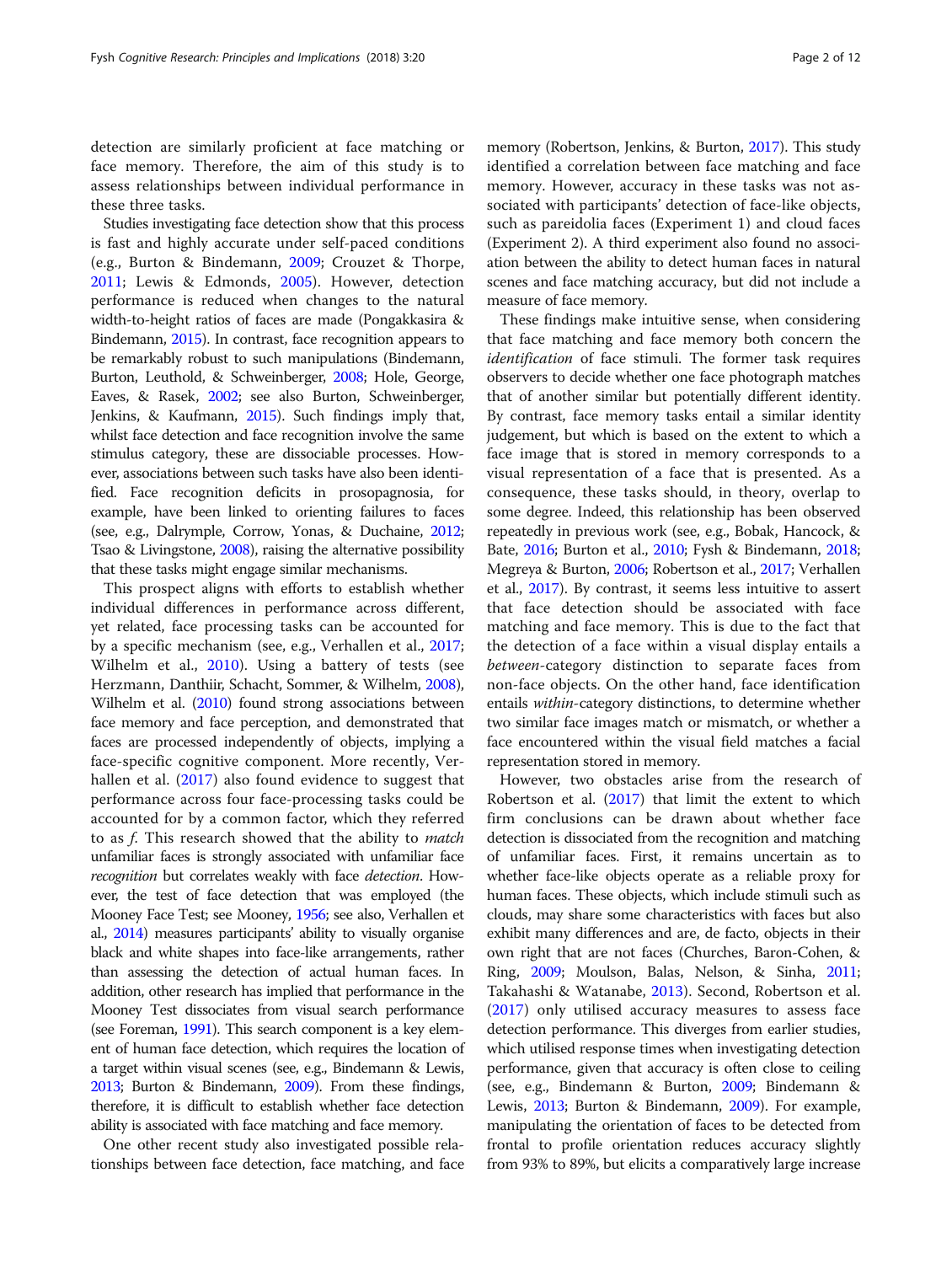detection are similarly proficient at face matching or face memory. Therefore, the aim of this study is to assess relationships between individual performance in these three tasks.

Studies investigating face detection show that this process is fast and highly accurate under self-paced conditions (e.g., Burton & Bindemann, 2009; Crouzet & Thorpe, 2011; Lewis & Edmonds, 2005). However, detection performance is reduced when changes to the natural width-to-height ratios of faces are made (Pongakkasira & Bindemann, 2015). In contrast, face recognition appears to be remarkably robust to such manipulations (Bindemann, Burton, Leuthold, & Schweinberger, 2008; Hole, George, Eaves, & Rasek, 2002; see also Burton, Schweinberger, Jenkins, & Kaufmann, 2015). Such findings imply that, whilst face detection and face recognition involve the same stimulus category, these are dissociable processes. However, associations between such tasks have also been identified. Face recognition deficits in prosopagnosia, for example, have been linked to orienting failures to faces (see, e.g., Dalrymple, Corrow, Yonas, & Duchaine, 2012; Tsao & Livingstone, 2008), raising the alternative possibility that these tasks might engage similar mechanisms.

This prospect aligns with efforts to establish whether individual differences in performance across different, yet related, face processing tasks can be accounted for by a specific mechanism (see, e.g., Verhallen et al., 2017; Wilhelm et al., 2010). Using a battery of tests (see Herzmann, Danthiir, Schacht, Sommer, & Wilhelm, 2008), Wilhelm et al. (2010) found strong associations between face memory and face perception, and demonstrated that faces are processed independently of objects, implying a face-specific cognitive component. More recently, Verhallen et al. (2017) also found evidence to suggest that performance across four face-processing tasks could be accounted for by a common factor, which they referred to as *f*. This research showed that the ability to *match* unfamiliar faces is strongly associated with unfamiliar face *recognition* but correlates weakly with face *detection*. However, the test of face detection that was employed (the Mooney Face Test; see Mooney, 1956; see also, Verhallen et al., 2014) measures participants' ability to visually organise black and white shapes into face-like arrangements, rather than assessing the detection of actual human faces. In addition, other research has implied that performance in the Mooney Test dissociates from visual search performance (see Foreman, 1991). This search component is a key element of human face detection, which requires the location of a target within visual scenes (see, e.g., Bindemann & Lewis, 2013; Burton & Bindemann, 2009). From these findings, therefore, it is difficult to establish whether face detection ability is associated with face matching and face memory.

One other recent study also investigated possible relationships between face detection, face matching, and face memory (Robertson, Jenkins, & Burton, 2017). This study identified a correlation between face matching and face memory. However, accuracy in these tasks was not associated with participants' detection of face-like objects, such as pareidolia faces (Experiment 1) and cloud faces (Experiment 2). A third experiment also found no association between the ability to detect human faces in natural scenes and face matching accuracy, but did not include a measure of face memory.

These findings make intuitive sense, when considering that face matching and face memory both concern the *identification* of face stimuli. The former task requires observers to decide whether one face photograph matches that of another similar but potentially different identity. By contrast, face memory tasks entail a similar identity judgement, but which is based on the extent to which a face image that is stored in memory corresponds to a visual representation of a face that is presented. As a consequence, these tasks should, in theory, overlap to some degree. Indeed, this relationship has been observed repeatedly in previous work (see, e.g., Bobak, Hancock, & Bate, 2016; Burton et al., 2010; Fysh & Bindemann, 2018; Megreya & Burton, 2006; Robertson et al., 2017; Verhallen et al., 2017). By contrast, it seems less intuitive to assert that face detection should be associated with face matching and face memory. This is due to the fact that the detection of a face within a visual display entails a *between*-category distinction to separate faces from non-face objects. On the other hand, face identification entails *within*-category distinctions, to determine whether two similar face images match or mismatch, or whether a face encountered within the visual field matches a facial representation stored in memory.

However, two obstacles arise from the research of Robertson et al. (2017) that limit the extent to which firm conclusions can be drawn about whether face detection is dissociated from the recognition and matching of unfamiliar faces. First, it remains uncertain as to whether face-like objects operate as a reliable proxy for human faces. These objects, which include stimuli such as clouds, may share some characteristics with faces but also exhibit many differences and are, de facto, objects in their own right that are not faces (Churches, Baron-Cohen, & Ring, 2009; Moulson, Balas, Nelson, & Sinha, 2011; Takahashi & Watanabe, 2013). Second, Robertson et al. (2017) only utilised accuracy measures to assess face detection performance. This diverges from earlier studies, which utilised response times when investigating detection performance, given that accuracy is often close to ceiling (see, e.g., Bindemann & Burton, 2009; Bindemann & Lewis, 2013; Burton & Bindemann, 2009). For example, manipulating the orientation of faces to be detected from frontal to profile orientation reduces accuracy slightly from 93% to 89%, but elicits a comparatively large increase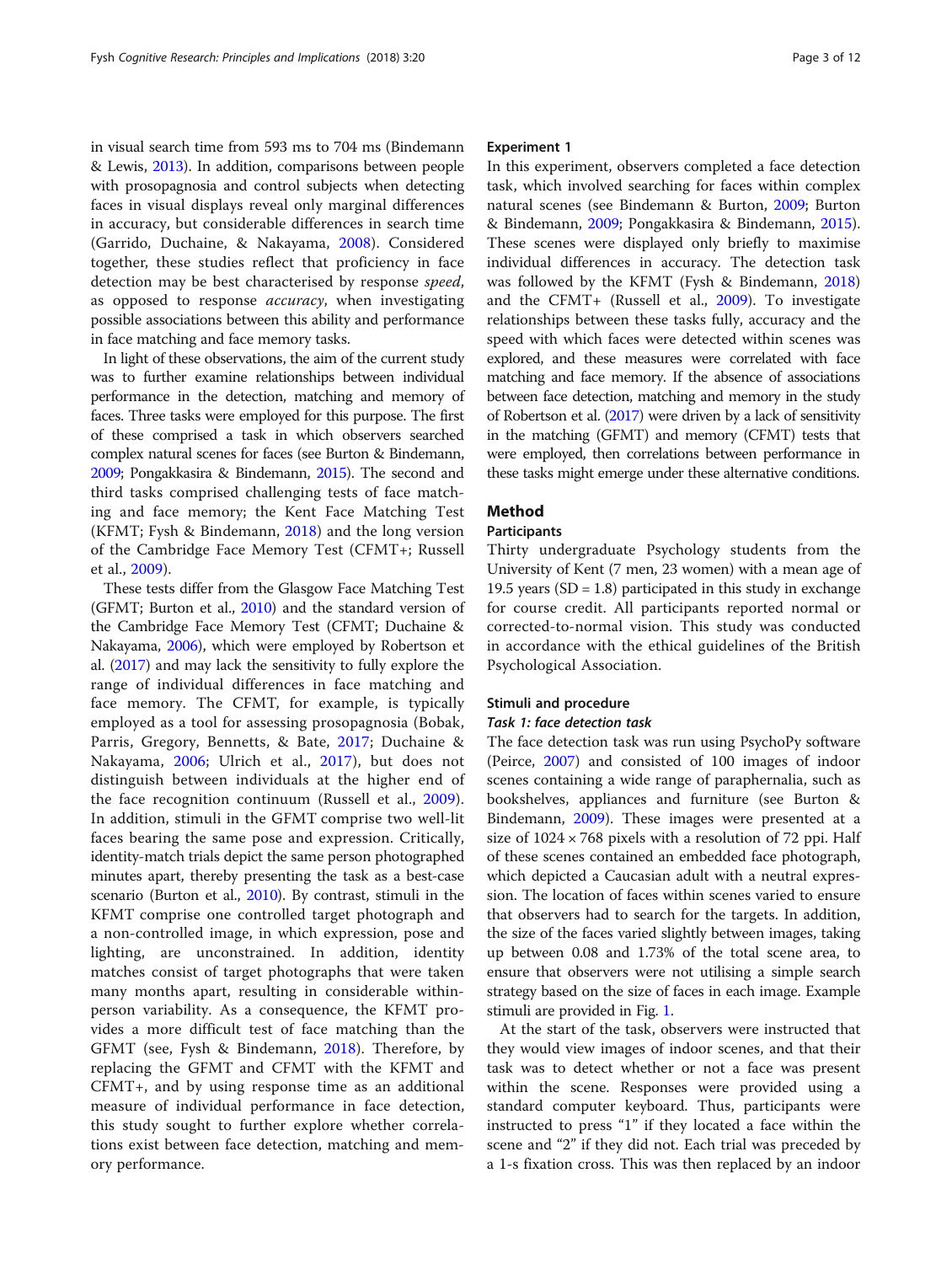in visual search time from 593 ms to 704 ms (Bindemann & Lewis, 2013). In addition, comparisons between people with prosopagnosia and control subjects when detecting faces in visual displays reveal only marginal differences in accuracy, but considerable differences in search time (Garrido, Duchaine, & Nakayama, 2008). Considered together, these studies reflect that proficiency in face detection may be best characterised by response *speed*, as opposed to response *accuracy*, when investigating possible associations between this ability and performance in face matching and face memory tasks.

In light of these observations, the aim of the current study was to further examine relationships between individual performance in the detection, matching and memory of faces. Three tasks were employed for this purpose. The first of these comprised a task in which observers searched complex natural scenes for faces (see Burton & Bindemann, 2009; Pongakkasira & Bindemann, 2015). The second and third tasks comprised challenging tests of face matching and face memory; the Kent Face Matching Test (KFMT; Fysh & Bindemann, 2018) and the long version of the Cambridge Face Memory Test (CFMT+; Russell et al., 2009).

These tests differ from the Glasgow Face Matching Test (GFMT; Burton et al., 2010) and the standard version of the Cambridge Face Memory Test (CFMT; Duchaine & Nakayama, 2006), which were employed by Robertson et al. (2017) and may lack the sensitivity to fully explore the range of individual differences in face matching and face memory. The CFMT, for example, is typically employed as a tool for assessing prosopagnosia (Bobak, Parris, Gregory, Bennetts, & Bate, 2017; Duchaine & Nakayama, 2006; Ulrich et al., 2017), but does not distinguish between individuals at the higher end of the face recognition continuum (Russell et al., 2009). In addition, stimuli in the GFMT comprise two well-lit faces bearing the same pose and expression. Critically, identity-match trials depict the same person photographed minutes apart, thereby presenting the task as a best-case scenario (Burton et al., 2010). By contrast, stimuli in the KFMT comprise one controlled target photograph and a non-controlled image, in which expression, pose and lighting, are unconstrained. In addition, identity matches consist of target photographs that were taken many months apart, resulting in considerable within-person variability. As a consequence, the KFMT provides a more difficult test of face matching than the GFMT (see, Fysh & Bindemann, 2018). Therefore, by replacing the GFMT and CFMT with the KFMT and CFMT+, and by using response time as an additional measure of individual performance in face detection, this study sought to further explore whether correlations exist between face detection, matching and memory performance.

## Experiment 1

In this experiment, observers completed a face detection task, which involved searching for faces within complex natural scenes (see Bindemann & Burton, 2009; Burton & Bindemann, 2009; Pongakkasira & Bindemann, 2015). These scenes were displayed only briefly to maximise individual differences in accuracy. The detection task was followed by the KFMT (Fysh & Bindemann, 2018) and the CFMT+ (Russell et al., 2009). To investigate relationships between these tasks fully, accuracy and the speed with which faces were detected within scenes was explored, and these measures were correlated with face matching and face memory. If the absence of associations between face detection, matching and memory in the study of Robertson et al. (2017) were driven by a lack of sensitivity in the matching (GFMT) and memory (CFMT) tests that were employed, then correlations between performance in these tasks might emerge under these alternative conditions.

## Method

### Participants

Thirty undergraduate Psychology students from the University of Kent (7 men, 23 women) with a mean age of 19.5 years (SD = 1.8) participated in this study in exchange for course credit. All participants reported normal or corrected-to-normal vision. This study was conducted in accordance with the ethical guidelines of the British Psychological Association.

### Stimuli and procedure

#### *Task 1: face detection task*

The face detection task was run using PsychoPy software (Peirce, 2007) and consisted of 100 images of indoor scenes containing a wide range of paraphernalia, such as bookshelves, appliances and furniture (see Burton & Bindemann, 2009). These images were presented at a size of 1024 × 768 pixels with a resolution of 72 ppi. Half of these scenes contained an embedded face photograph, which depicted a Caucasian adult with a neutral expression. The location of faces within scenes varied to ensure that observers had to search for the targets. In addition, the size of the faces varied slightly between images, taking up between 0.08 and 1.73% of the total scene area, to ensure that observers were not utilising a simple search strategy based on the size of faces in each image. Example stimuli are provided in Fig. 1.

At the start of the task, observers were instructed that they would view images of indoor scenes, and that their task was to detect whether or not a face was present within the scene. Responses were provided using a standard computer keyboard. Thus, participants were instructed to press "1" if they located a face within the scene and "2" if they did not. Each trial was preceded by a 1-s fixation cross. This was then replaced by an indoor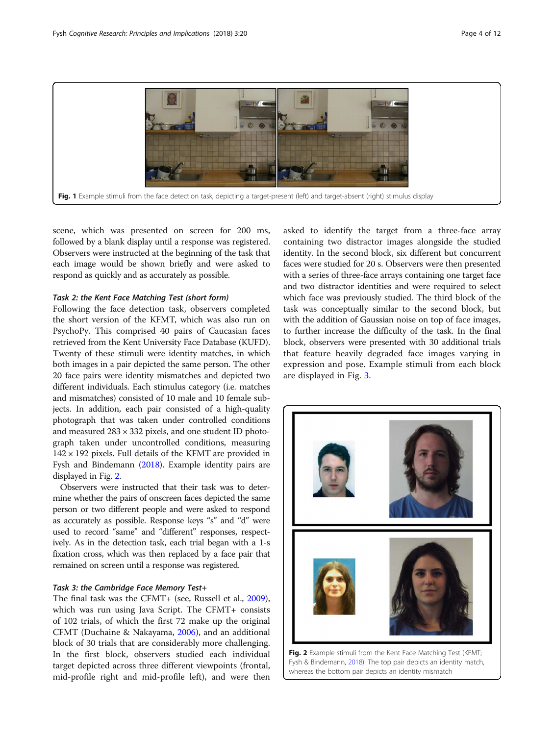Fig. 1 Example stimuli from the face detection task, depicting a target-present (left) and target-absent (right) stimulus display

scene, which was presented on screen for 200 ms, followed by a blank display until a response was registered. Observers were instructed at the beginning of the task that each image would be shown briefly and were asked to respond as quickly and as accurately as possible.

### Task 2: the Kent Face Matching Test (short form)

Following the face detection task, observers completed the short version of the KFMT, which was also run on PsychoPy. This comprised 40 pairs of Caucasian faces retrieved from the Kent University Face Database (KUFD). Twenty of these stimuli were identity matches, in which both images in a pair depicted the same person. The other 20 face pairs were identity mismatches and depicted two different individuals. Each stimulus category (i.e. matches and mismatches) consisted of 10 male and 10 female subjects. In addition, each pair consisted of a high-quality photograph that was taken under controlled conditions and measured 283 × 332 pixels, and one student ID photograph taken under uncontrolled conditions, measuring 142 × 192 pixels. Full details of the KFMT are provided in Fysh and Bindemann (2018). Example identity pairs are displayed in Fig. 2.

Observers were instructed that their task was to determine whether the pairs of onscreen faces depicted the same person or two different people and were asked to respond as accurately as possible. Response keys "s" and "d" were used to record "same" and "different" responses, respectively. As in the detection task, each trial began with a 1-s fixation cross, which was then replaced by a face pair that remained on screen until a response was registered.

### Task 3: the Cambridge Face Memory Test+

The final task was the CFMT+ (see, Russell et al., 2009), which was run using Java Script. The CFMT+ consists of 102 trials, of which the first 72 make up the original CFMT (Duchaine & Nakayama, 2006), and an additional block of 30 trials that are considerably more challenging. In the first block, observers studied each individual target depicted across three different viewpoints (frontal, mid-profile right and mid-profile left), and were then asked to identify the target from a three-face array containing two distractor images alongside the studied identity. In the second block, six different but concurrent faces were studied for 20 s. Observers were then presented with a series of three-face arrays containing one target face and two distractor identities and were required to select which face was previously studied. The third block of the task was conceptually similar to the second block, but with the addition of Gaussian noise on top of face images, to further increase the difficulty of the task. In the final block, observers were presented with 30 additional trials that feature heavily degraded face images varying in expression and pose. Example stimuli from each block are displayed in Fig. 3.

Fig. 2 Example stimuli from the Kent Face Matching Test (KFMT; Fysh & Bindemann, 2018). The top pair depicts an identity match, whereas the bottom pair depicts an identity mismatch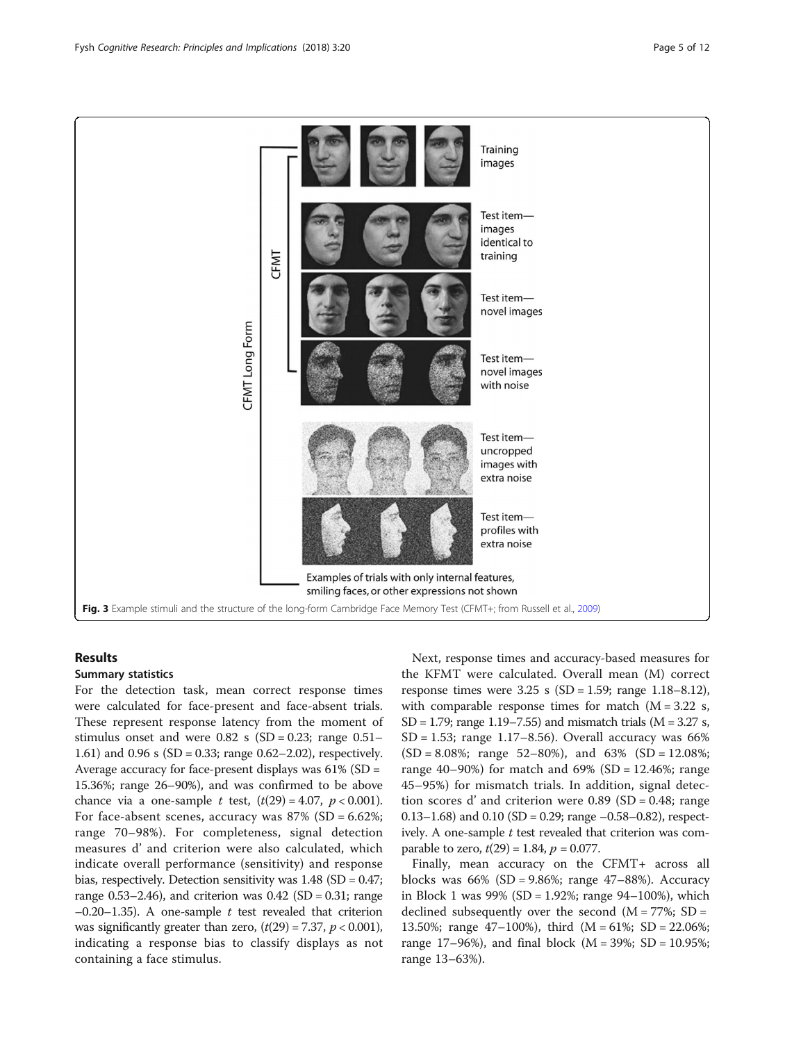Fig. 3 Example stimuli and the structure of the long-form Cambridge Face Memory Test (CFMT+; from Russell et al., 2009)

## Results

### Summary statistics

For the detection task, mean correct response times were calculated for face-present and face-absent trials. These represent response latency from the moment of stimulus onset and were 0.82 s (SD = 0.23; range 0.51–1.61) and 0.96 s (SD = 0.33; range 0.62–2.02), respectively. Average accuracy for face-present displays was 61% (SD = 15.36%; range 26–90%), and was confirmed to be above chance via a one-sample *t* test, ($t(29) = 4.07$, $p < 0.001$). For face-absent scenes, accuracy was 87% (SD = 6.62%; range 70–98%). For completeness, signal detection measures d' and criterion were also calculated, which indicate overall performance (sensitivity) and response bias, respectively. Detection sensitivity was 1.48 (SD = 0.47; range 0.53–2.46), and criterion was 0.42 (SD = 0.31; range −0.20–1.35). A one-sample *t* test revealed that criterion was significantly greater than zero, ($t(29) = 7.37$, $p < 0.001$), indicating a response bias to classify displays as not containing a face stimulus.

Next, response times and accuracy-based measures for the KFMT were calculated. Overall mean (M) correct response times were 3.25 s (SD = 1.59; range 1.18–8.12), with comparable response times for match (M = 3.22 s, SD = 1.79; range 1.19–7.55) and mismatch trials (M = 3.27 s, SD = 1.53; range 1.17–8.56). Overall accuracy was 66% (SD = 8.08%; range 52–80%), and 63% (SD = 12.08%; range 40–90%) for match and 69% (SD = 12.46%; range 45–95%) for mismatch trials. In addition, signal detection scores d' and criterion were 0.89 (SD = 0.48; range 0.13–1.68) and 0.10 (SD = 0.29; range −0.58–0.82), respectively. A one-sample *t* test revealed that criterion was comparable to zero, $t(29) = 1.84$, $p = 0.077$.

Finally, mean accuracy on the CFMT+ across all blocks was 66% (SD = 9.86%; range 47–88%). Accuracy in Block 1 was 99% (SD = 1.92%; range 94–100%), which declined subsequently over the second (M = 77%; SD = 13.50%; range 47–100%), third (M = 61%; SD = 22.06%; range 17–96%), and final block (M = 39%; SD = 10.95%; range 13–63%).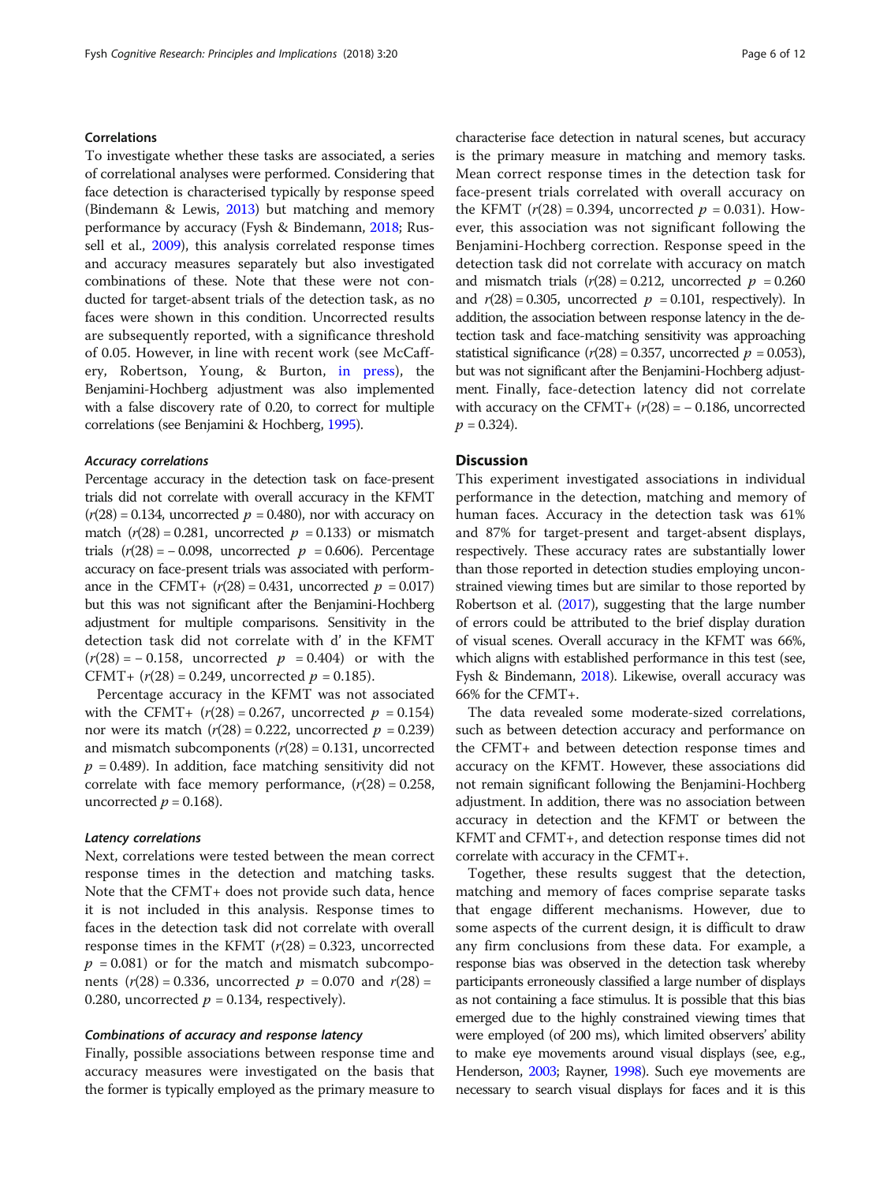### Correlations

To investigate whether these tasks are associated, a series of correlational analyses were performed. Considering that face detection is characterised typically by response speed (Bindemann & Lewis, 2013) but matching and memory performance by accuracy (Fysh & Bindemann, 2018; Russell et al., 2009), this analysis correlated response times and accuracy measures separately but also investigated combinations of these. Note that these were not conducted for target-absent trials of the detection task, as no faces were shown in this condition. Uncorrected results are subsequently reported, with a significance threshold of 0.05. However, in line with recent work (see McCaffery, Robertson, Young, & Burton, in press), the Benjamini-Hochberg adjustment was also implemented with a false discovery rate of 0.20, to correct for multiple correlations (see Benjamini & Hochberg, 1995).

#### *Accuracy correlations*

Percentage accuracy in the detection task on face-present trials did not correlate with overall accuracy in the KFMT ($r(28) = 0.134$, uncorrected $p = 0.480$), nor with accuracy on match ($r(28) = 0.281$, uncorrected $p = 0.133$) or mismatch trials ($r(28) = -0.098$, uncorrected $p = 0.606$). Percentage accuracy on face-present trials was associated with performance in the CFMT+ ($r(28) = 0.431$, uncorrected $p = 0.017$) but this was not significant after the Benjamini-Hochberg adjustment for multiple comparisons. Sensitivity in the detection task did not correlate with d' in the KFMT ($r(28) = -0.158$, uncorrected $p = 0.404$) or with the CFMT+ ($r(28) = 0.249$, uncorrected $p = 0.185$).

Percentage accuracy in the KFMT was not associated with the CFMT+ ($r(28) = 0.267$, uncorrected $p = 0.154$) nor its match ($r(28) = 0.222$, uncorrected $p = 0.239$) and mismatch subcomponents ($r(28) = 0.131$, uncorrected $p = 0.489$). In addition, face matching sensitivity did not correlate with face memory performance, ($r(28) = 0.258$, uncorrected $p = 0.168$).

#### *Latency correlations*

Next, correlations were tested between the mean correct response times in the detection and matching tasks. Note that the CFMT+ does not provide such data, hence it is not included in this analysis. Response times to faces in the detection task did not correlate with overall response times in the KFMT ($r(28) = 0.323$, uncorrected $p = 0.081$) or for the match and mismatch subcomponents ($r(28) = 0.336$, uncorrected $p = 0.070$ and $r(28) = 0.280$, uncorrected $p = 0.134$, respectively).

#### *Combinations of accuracy and response latency*

Finally, possible associations between response time and accuracy measures were investigated on the basis that the former is typically employed as the primary measure to characterise face detection in natural scenes, but accuracy is the primary measure in matching and memory tasks. Mean correct response times in the detection task for face-present trials correlated with overall accuracy on the KFMT ($r(28) = 0.394$, uncorrected $p = 0.031$). However, this association was not significant following the Benjamini-Hochberg correction. Response speed in the detection task did not correlate with accuracy on match and mismatch trials ($r(28) = 0.212$, uncorrected $p = 0.260$ and $r(28) = 0.305$, uncorrected $p = 0.101$, respectively). In addition, the association between response latency in the detection task and face-matching sensitivity was approaching statistical significance ($r(28) = 0.357$, uncorrected $p = 0.053$), but was not significant after the Benjamini-Hochberg adjustment. Finally, face-detection latency did not correlate with accuracy on the CFMT+ ($r(28) = -0.186$, uncorrected $p = 0.324$).

## Discussion

This experiment investigated associations in individual performance in the detection, matching and memory of human faces. Accuracy in the detection task was 61% and 87% for target-present and target-absent displays, respectively. These accuracy rates are substantially lower than those reported in detection studies employing unconstrained viewing times but are similar to those reported by Robertson et al. (2017), suggesting that the large number of errors could be attributed to the brief display duration of visual scenes. Overall accuracy in the KFMT was 66%, which aligns with established performance in this test (see, Fysh & Bindemann, 2018). Likewise, overall accuracy was 66% for the CFMT+.

The data revealed some moderate-sized correlations, such as between detection accuracy and performance on the CFMT+ and between detection response times and accuracy on the KFMT. However, these associations did not remain significant following the Benjamini-Hochberg adjustment. In addition, there was no association between accuracy in detection and the KFMT or between the KFMT and CFMT+, and detection response times did not correlate with accuracy in the CFMT+.

Together, these results suggest that the detection, matching and memory of faces comprise separate tasks that engage different mechanisms. However, due to some aspects of the current design, it is difficult to draw any firm conclusions from these data. For example, a response bias was observed in the detection task whereby participants erroneously classified a large number of displays as not containing a face stimulus. It is possible that this bias emerged due to the highly constrained viewing times that were employed (of 200 ms), which limited observers' ability to make eye movements around visual displays (see, e.g., Henderson, 2003; Rayner, 1998). Such eye movements are necessary to search visual displays for faces and it is this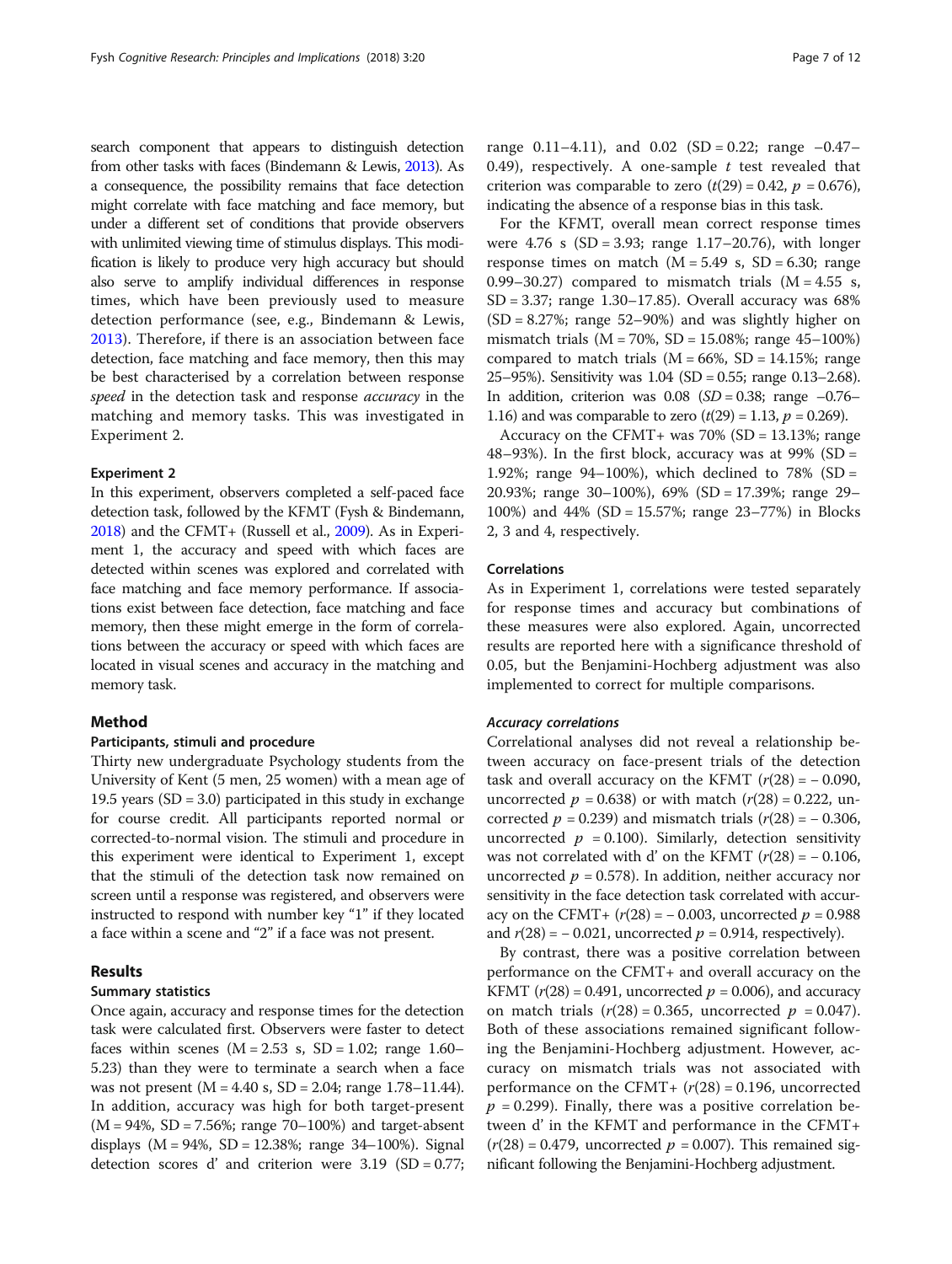search component that appears to distinguish detection from other tasks with faces (Bindemann & Lewis, 2013). As a consequence, the possibility remains that face detection might correlate with face matching and face memory, but under a different set of conditions that provide observers with unlimited viewing time of stimulus displays. This modification is likely to produce very high accuracy but should also serve to amplify individual differences in response times, which have been previously used to measure detection performance (see, e.g., Bindemann & Lewis, 2013). Therefore, if there is an association between face detection, face matching and face memory, then this may be best characterised by a correlation between response *speed* in the detection task and response *accuracy* in the matching and memory tasks. This was investigated in Experiment 2.

### Experiment 2

In this experiment, observers completed a self-paced face detection task, followed by the KFMT (Fysh & Bindemann, 2018) and the CFMT+ (Russell et al., 2009). As in Experiment 1, the accuracy and speed with which faces are detected within scenes was explored and correlated with face matching and face memory performance. If associations exist between face detection, face matching and face memory, then these might emerge in the form of correlations between the accuracy or speed with which faces are located in visual scenes and accuracy in the matching and memory task.

## Method

### Participants, stimuli and procedure

Thirty new undergraduate Psychology students from the University of Kent (5 men, 25 women) with a mean age of 19.5 years (SD = 3.0) participated in this study in exchange for course credit. All participants reported normal or corrected-to-normal vision. The stimuli and procedure in this experiment were identical to Experiment 1, except that the stimuli of the detection task now remained on screen until a response was registered, and observers were instructed to respond with number key "1" if they located a face within a scene and "2" if a face was not present.

## Results

### Summary statistics

Once again, accuracy and response times for the detection task were calculated first. Observers were faster to detect faces within scenes (M = 2.53 s, SD = 1.02; range 1.60–5.23) than they were to terminate a search when a face was not present (M = 4.40 s, SD = 2.04; range 1.78–11.44). In addition, accuracy was high for both target-present (M = 94%, SD = 7.56%; range 70–100%) and target-absent displays (M = 94%, SD = 12.38%; range 34–100%). Signal detection scores d' and criterion were 3.19 (SD = 0.77; range 0.11–4.11), and 0.02 (SD = 0.22; range −0.47–0.49), respectively. A one-sample *t* test revealed that criterion was comparable to zero ($t(29) = 0.42$, $p = 0.676$), indicating the absence of a response bias in this task.

For the KFMT, overall mean correct response times were 4.76 s (SD = 3.93; range 1.17–20.76), with longer response times on match (M = 5.49 s, SD = 6.30; range 0.99–30.27) compared to mismatch trials (M = 4.55 s, SD = 3.37; range 1.30–17.85). Overall accuracy was 68% (SD = 8.27%; range 52–90%) and was slightly higher on mismatch trials (M = 70%, SD = 15.08%; range 45–100%) compared to match trials (M = 66%, SD = 14.15%; range 25–95%). Sensitivity was 1.04 (SD = 0.55; range 0.13–2.68). In addition, criterion was 0.08 (*SD* = 0.38; range −0.76–1.16) and was comparable to zero ($t(29) = 1.13$, $p = 0.269$).

Accuracy on the CFMT+ was 70% (SD = 13.13%; range 48–93%). In the first block, accuracy was at 99% (SD = 1.92%; range 94–100%), which declined to 78% (SD = 20.93%; range 30–100%), 69% (SD = 17.39%; range 29–100%) and 44% (SD = 15.57%; range 23–77%) in Blocks 2, 3 and 4, respectively.

### Correlations

As in Experiment 1, correlations were tested separately for response times and accuracy but combinations of these measures were also explored. Again, uncorrected results are reported here with a significance threshold of 0.05, but the Benjamini-Hochberg adjustment was also implemented to correct for multiple comparisons.

#### *Accuracy correlations*

Correlational analyses did not reveal a relationship between accuracy on face-present trials of the detection task and overall accuracy on the KFMT ($r(28) = -0.090$, uncorrected $p = 0.638$) or with match ($r(28) = 0.222$, uncorrected $p = 0.239$) and mismatch trials ($r(28) = -0.306$, uncorrected $p = 0.100$). Similarly, detection sensitivity was not correlated with d' on the KFMT ($r(28) = -0.106$, uncorrected $p = 0.578$). In addition, neither accuracy nor sensitivity in the face detection task correlated with accuracy on the CFMT+ ($r(28) = -0.003$, uncorrected $p = 0.988$ and $r(28) = -0.021$, uncorrected $p = 0.914$, respectively).

By contrast, there was a positive correlation between performance on the CFMT+ and overall accuracy on the KFMT ($r(28) = 0.491$, uncorrected $p = 0.006$), and accuracy on match trials ($r(28) = 0.365$, uncorrected $p = 0.047$). Both of these associations remained significant following the Benjamini-Hochberg adjustment. However, accuracy on mismatch trials was not associated with performance on the CFMT+ ($r(28) = 0.196$, uncorrected $p = 0.299$). Finally, there was a positive correlation between d' in the KFMT and performance in the CFMT+ ($r(28) = 0.479$, uncorrected $p = 0.007$). This remained significant following the Benjamini-Hochberg adjustment.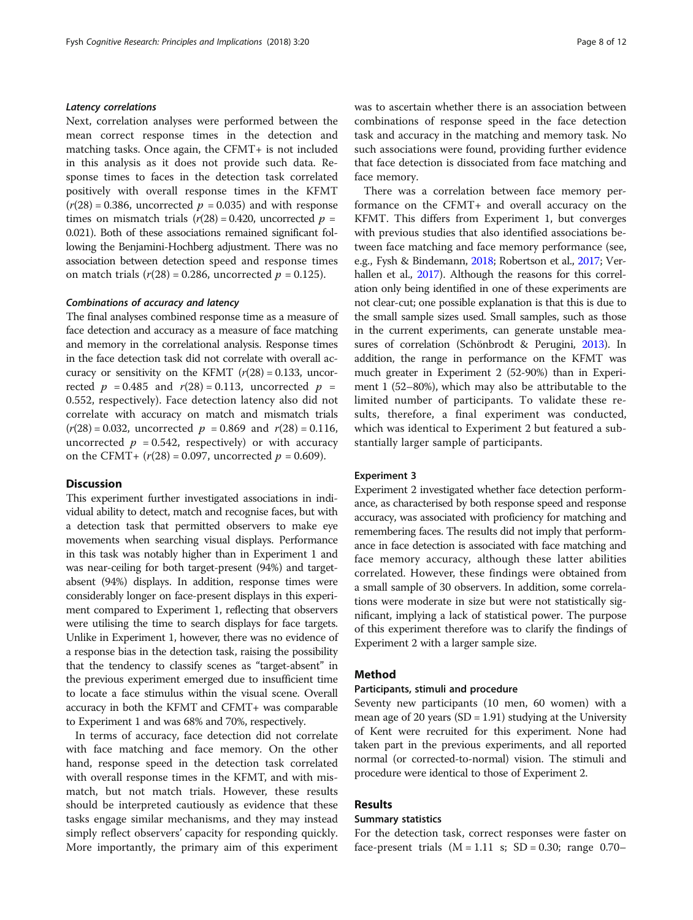#### *Latency correlations*

Next, correlation analyses were performed between the mean correct response times in the detection and matching tasks. Once again, the CFMT+ is not included in this analysis as it does not provide such data. Response times to faces in the detection task correlated positively with overall response times in the KFMT ($r(28) = 0.386$, uncorrected $p = 0.035$) and with response times on mismatch trials ($r(28) = 0.420$, uncorrected $p = 0.021$). Both of these associations remained significant following the Benjamini-Hochberg adjustment. There was no association between detection speed and response times on match trials ($r(28) = 0.286$, uncorrected $p = 0.125$).

#### *Combinations of accuracy and latency*

The final analyses combined response time as a measure of face detection and accuracy as a measure of face matching and memory in the correlational analysis. Response times in the face detection task did not correlate with overall accuracy or sensitivity on the KFMT ($r(28) = 0.133$, uncorrected $p = 0.485$ and $r(28) = 0.113$, uncorrected $p = 0.552$, respectively). Face detection latency also did not correlate with accuracy on match and mismatch trials ($r(28) = 0.032$, uncorrected $p = 0.869$ and $r(28) = 0.116$, uncorrected $p = 0.542$, respectively) or with accuracy on the CFMT+ ($r(28) = 0.097$, uncorrected $p = 0.609$).

### Discussion

This experiment further investigated associations in individual ability to detect, match and recognise faces, but with a detection task that permitted observers to make eye movements when searching visual displays. Performance in this task was notably higher than in Experiment 1 and was near-ceiling for both target-present (94%) and target-absent (94%) displays. In addition, response times were considerably longer on face-present displays in this experiment compared to Experiment 1, reflecting that observers were utilising the time to search displays for face targets. Unlike in Experiment 1, however, there was no evidence of a response bias in the detection task, raising the possibility that the tendency to classify scenes as "target-absent" in the previous experiment emerged due to insufficient time to locate a face stimulus within the visual scene. Overall accuracy in both the KFMT and CFMT+ was comparable to Experiment 1 and was 68% and 70%, respectively.

In terms of accuracy, face detection did not correlate with face matching and face memory. On the other hand, response speed in the detection task correlated with overall response times in the KFMT, and with mismatch, but not match trials. However, these results should be interpreted cautiously as evidence that these tasks engage similar mechanisms, and they may instead simply reflect observers' capacity for responding quickly. More importantly, the primary aim of this experiment was to ascertain whether there is an association between combinations of response speed in the face detection task and accuracy in the matching and memory task. No such associations were found, providing further evidence that face detection is dissociated from face matching and face memory.

There was a correlation between face memory performance on the CFMT+ and overall accuracy on the KFMT. This differs from Experiment 1, but converges with previous studies that also identified associations between face matching and face memory performance (see, e.g., Fysh & Bindemann, 2018; Robertson et al., 2017; Verhallen et al., 2017). Although the reasons for this correlation only being identified in one of these experiments are not clear-cut; one possible explanation is that this is due to the small sample sizes used. Small samples, such as those in the current experiments, can generate unstable measures of correlation (Schönbrodt & Perugini, 2013). In addition, the range in performance on the KFMT was much greater in Experiment 2 (52-90%) than in Experiment 1 (52–80%), which may also be attributable to the limited number of participants. To validate these results, therefore, a final experiment was conducted, which was identical to Experiment 2 but featured a substantially larger sample of participants.

## Experiment 3

Experiment 2 investigated whether face detection performance, as characterised by both response speed and response accuracy, was associated with proficiency for matching and remembering faces. The results did not imply that performance in face detection is associated with face matching and face memory accuracy, although these latter abilities correlated. However, these findings were obtained from a small sample of 30 observers. In addition, some correlations were moderate in size but were not statistically significant, implying a lack of statistical power. The purpose of this experiment therefore was to clarify the findings of Experiment 2 with a larger sample size.

### Method

#### Participants, stimuli and procedure

Seventy new participants (10 men, 60 women) with a mean age of 20 years (SD = 1.91) studying at the University of Kent were recruited for this experiment. None had taken part in the previous experiments, and all reported normal (or corrected-to-normal) vision. The stimuli and procedure were identical to those of Experiment 2.

### Results

#### Summary statistics

For the detection task, correct responses were faster on face-present trials (M = 1.11 s; SD = 0.30; range 0.70–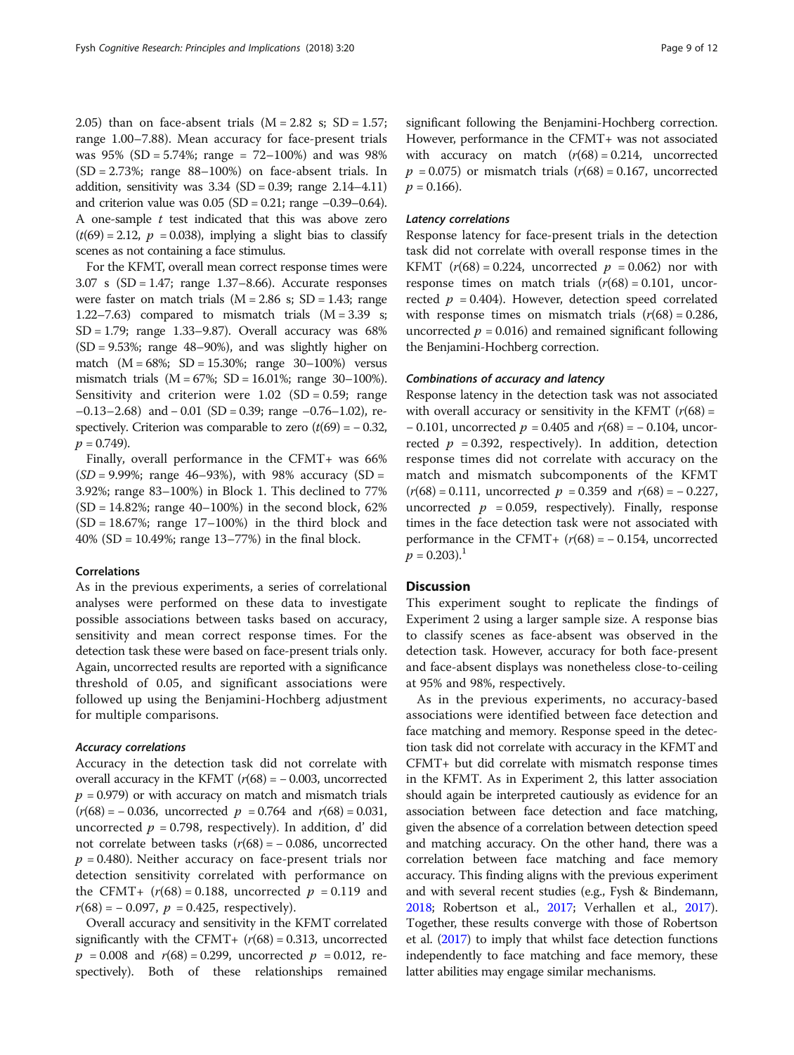2.05) than on face-absent trials (M = 2.82 s; SD = 1.57; range 1.00–7.88). Mean accuracy for face-present trials was 95% (SD = 5.74%; range = 72–100%) and was 98% (SD = 2.73%; range 88–100%) on face-absent trials. In addition, sensitivity was 3.34 (SD = 0.39; range 2.14–4.11) and criterion value was 0.05 (SD = 0.21; range −0.39–0.64). A one-sample *t* test indicated that this was above zero ($t(69) = 2.12$, $p = 0.038$), implying a slight bias to classify scenes as not containing a face stimulus.

For the KFMT, overall mean correct response times were 3.07 s (SD = 1.47; range 1.37–8.66). Accurate responses were faster on match trials (M = 2.86 s; SD = 1.43; range 1.22–7.63) compared to mismatch trials (M = 3.39 s; SD = 1.79; range 1.33–9.87). Overall accuracy was 68% (SD = 9.53%; range 48–90%), and was slightly higher on match (M = 68%; SD = 15.30%; range 30–100%) versus mismatch trials (M = 67%; SD = 16.01%; range 30–100%). Sensitivity and criterion were 1.02 (SD = 0.59; range −0.13–2.68) and – 0.01 (SD = 0.39; range −0.76–1.02), respectively. Criterion was comparable to zero ($t(69) = -0.32$, $p = 0.749$).

Finally, overall performance in the CFMT+ was 66% (*SD* = 9.99%; range 46–93%), with 98% accuracy (SD = 3.92%; range 83–100%) in Block 1. This declined to 77% (SD = 14.82%; range 40–100%) in the second block, 62% (SD = 18.67%; range 17–100%) in the third block and 40% (SD = 10.49%; range 13–77%) in the final block.

### Correlations

As in the previous experiments, a series of correlational analyses were performed on these data to investigate possible associations between tasks based on accuracy, sensitivity and mean correct response times. For the detection task these were based on face-present trials only. Again, uncorrected results are reported with a significance threshold of 0.05, and significant associations were followed up using the Benjamini-Hochberg adjustment for multiple comparisons.

#### *Accuracy correlations*

Accuracy in the detection task did not correlate with overall accuracy in the KFMT ($r(68) = -0.003$, uncorrected $p = 0.979$) or with accuracy on match and mismatch trials ($r(68) = -0.036$, uncorrected $p = 0.764$ and $r(68) = 0.031$, uncorrected $p = 0.798$, respectively). In addition, d' did not correlate between tasks ($r(68) = -0.086$, uncorrected $p = 0.480$). Neither accuracy on face-present trials nor detection sensitivity correlated with performance on the CFMT+ ($r(68) = 0.188$, uncorrected $p = 0.119$ and $r(68) = -0.097$, $p = 0.425$, respectively).

Overall accuracy and sensitivity in the KFMT correlated significantly with the CFMT+ ($r(68) = 0.313$, uncorrected $p = 0.008$ and $r(68) = 0.299$, uncorrected $p = 0.012$, respectively). Both of these relationships remained significant following the Benjamini-Hochberg correction. However, performance in the CFMT+ was not associated with accuracy on match ($r(68) = 0.214$, uncorrected $p = 0.075$) or mismatch trials ($r(68) = 0.167$, uncorrected $p = 0.166$).

#### *Latency correlations*

Response latency for face-present trials in the detection task did not correlate with overall response times in the KFMT ($r(68) = 0.224$, uncorrected $p = 0.062$) nor with response times on match trials ($r(68) = 0.101$, uncorrected $p = 0.404$). However, detection speed correlated with response times on mismatch trials ($r(68) = 0.286$, uncorrected $p = 0.016$) and remained significant following the Benjamini-Hochberg correction.

#### *Combinations of accuracy and latency*

Response latency in the detection task was not associated with overall accuracy or sensitivity in the KFMT ($r(68) = -0.101$, uncorrected $p = 0.405$ and $r(68) = -0.104$, uncorrected $p = 0.392$, respectively). In addition, detection response times did not correlate with accuracy on the match and mismatch subcomponents of the KFMT ($r(68) = 0.111$, uncorrected $p = 0.359$ and $r(68) = -0.227$, uncorrected $p = 0.059$, respectively). Finally, response times in the face detection task were not associated with performance in the CFMT+ ($r(68) = -0.154$, uncorrected $p = 0.203$).[1]

## Discussion

This experiment sought to replicate the findings of Experiment 2 using a larger sample size. A response bias to classify scenes as face-absent was observed in the detection task. However, accuracy for both face-present and face-absent displays was nonetheless close-to-ceiling at 95% and 98%, respectively.

As in the previous experiments, no accuracy-based associations were identified between face detection and face matching and memory. Response speed in the detection task did not correlate with accuracy in the KFMT and CFMT+ but did correlate with mismatch response times in the KFMT. As in Experiment 2, this latter association should again be interpreted cautiously as evidence for an association between face detection and face matching, given the absence of a correlation between detection speed and matching accuracy. On the other hand, there was a correlation between face matching and face memory accuracy. This finding aligns with the previous experiment and with several recent studies (e.g., Fysh & Bindemann, 2018; Robertson et al., 2017; Verhallen et al., 2017). Together, these results converge with those of Robertson et al. (2017) to imply that whilst face detection functions independently to face matching and face memory, these latter abilities may engage similar mechanisms.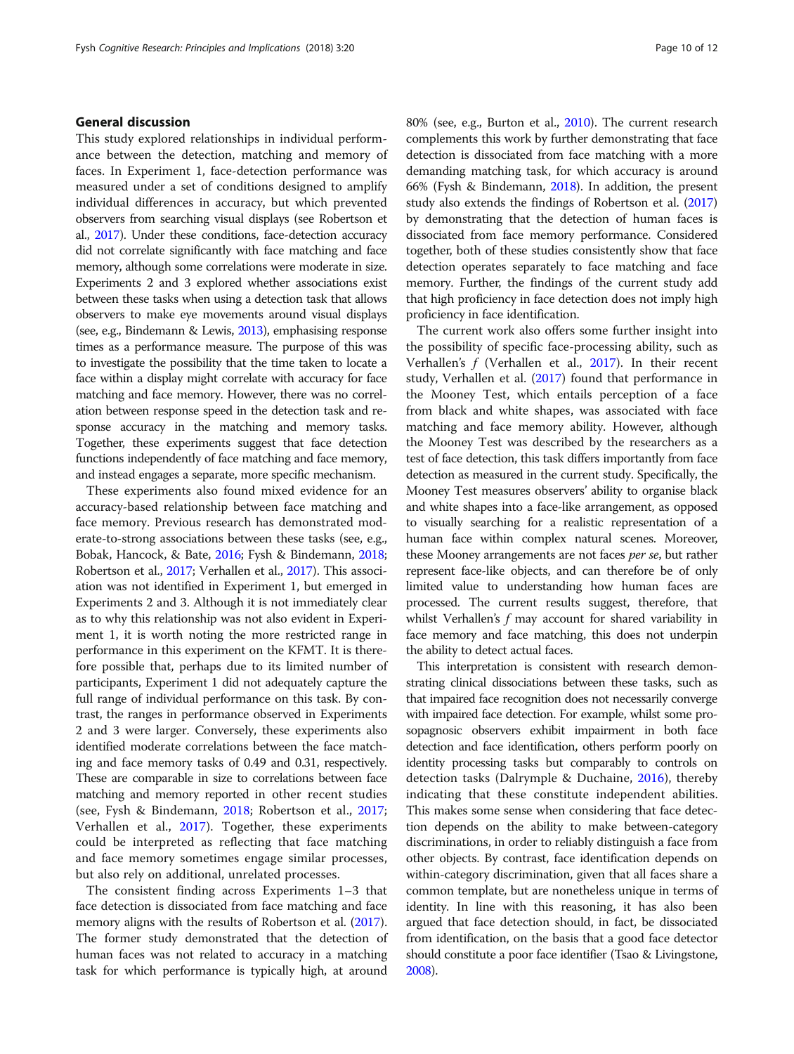## General discussion

This study explored relationships in individual performance between the detection, matching and memory of faces. In Experiment 1, face-detection performance was measured under a set of conditions designed to amplify individual differences in accuracy, but which prevented observers from searching visual displays (see Robertson et al., 2017). Under these conditions, face-detection accuracy did not correlate significantly with face matching and face memory, although some correlations were moderate in size. Experiments 2 and 3 explored whether associations exist between these tasks when using a detection task that allows observers to make eye movements around visual displays (see, e.g., Bindemann & Lewis, 2013), emphasising response times as a performance measure. The purpose of this was to investigate the possibility that the time taken to locate a face within a display might correlate with accuracy for face matching and face memory. However, there was no correlation between response speed in the detection task and response accuracy in the matching and memory tasks. Together, these experiments suggest that face detection functions independently of face matching and face memory, and instead engages a separate, more specific mechanism.

These experiments also found mixed evidence for an accuracy-based relationship between face matching and face memory. Previous research has demonstrated moderate-to-strong associations between these tasks (see, e.g., Bobak, Hancock, & Bate, 2016; Fysh & Bindemann, 2018; Robertson et al., 2017; Verhallen et al., 2017). This association was not identified in Experiment 1, but emerged in Experiments 2 and 3. Although it is not immediately clear as to why this relationship was not also evident in Experiment 1, it is worth noting the more restricted range in performance in this experiment on the KFMT. It is therefore possible that, perhaps due to its limited number of participants, Experiment 1 did not adequately capture the full range of individual performance on this task. By contrast, the ranges in performance observed in Experiments 2 and 3 were larger. Conversely, these experiments also identified moderate correlations between the face matching and face memory tasks of 0.49 and 0.31, respectively. These are comparable in size to correlations between face matching and memory reported in other recent studies (see, Fysh & Bindemann, 2018; Robertson et al., 2017; Verhallen et al., 2017). Together, these experiments could be interpreted as reflecting that face matching and face memory sometimes engage similar processes, but also rely on additional, unrelated processes.

The consistent finding across Experiments 1–3 that face detection is dissociated from face matching and face memory aligns with the results of Robertson et al. (2017). The former study demonstrated that the detection of human faces was not related to accuracy in a matching task for which performance is typically high, at around 80% (see, e.g., Burton et al., 2010). The current research complements this work by further demonstrating that face detection is dissociated from face matching with a more demanding matching task, for which accuracy is around 66% (Fysh & Bindemann, 2018). In addition, the present study also extends the findings of Robertson et al. (2017) by demonstrating that the detection of human faces is dissociated from face memory performance. Considered together, both of these studies consistently show that face detection operates separately to face matching and face memory. Further, the findings of the current study add that high proficiency in face detection does not imply high proficiency in face identification.

The current work also offers some further insight into the possibility of specific face-processing ability, such as Verhallen's *f* (Verhallen et al., 2017). In their recent study, Verhallen et al. (2017) found that performance in the Mooney Test, which entails perception of a face from black and white shapes, was associated with face matching and face memory ability. However, although the Mooney Test was described by the researchers as a test of face detection, this task differs importantly from face detection as measured in the current study. Specifically, the Mooney Test measures observers' ability to organise black and white shapes into a face-like arrangement, as opposed to visually searching for a realistic representation of a human face within complex natural scenes. Moreover, these Mooney arrangements are not faces *per se*, but rather represent face-like objects, and can therefore be of only limited value to understanding how human faces are processed. The current results suggest, therefore, that whilst Verhallen's *f* may account for shared variability in face memory and face matching, this does not underpin the ability to detect actual faces.

This interpretation is consistent with research demonstrating clinical dissociations between these tasks, such as that impaired face recognition does not necessarily converge with impaired face detection. For example, whilst some prosopagnosic observers exhibit impairment in both face detection and face identification, others perform poorly on identity processing tasks but comparably to controls on detection tasks (Dalrymple & Duchaine, 2016), thereby indicating that these constitute independent abilities. This makes some sense when considering that face detection depends on the ability to make between-category discriminations, in order to reliably distinguish a face from other objects. By contrast, face identification depends on within-category discrimination, given that all faces share a common template, but are nonetheless unique in terms of identity. In line with this reasoning, it has also been argued that face detection should, in fact, be dissociated from identification, on the basis that a good face detector should constitute a poor face identifier (Tsao & Livingstone, 2008).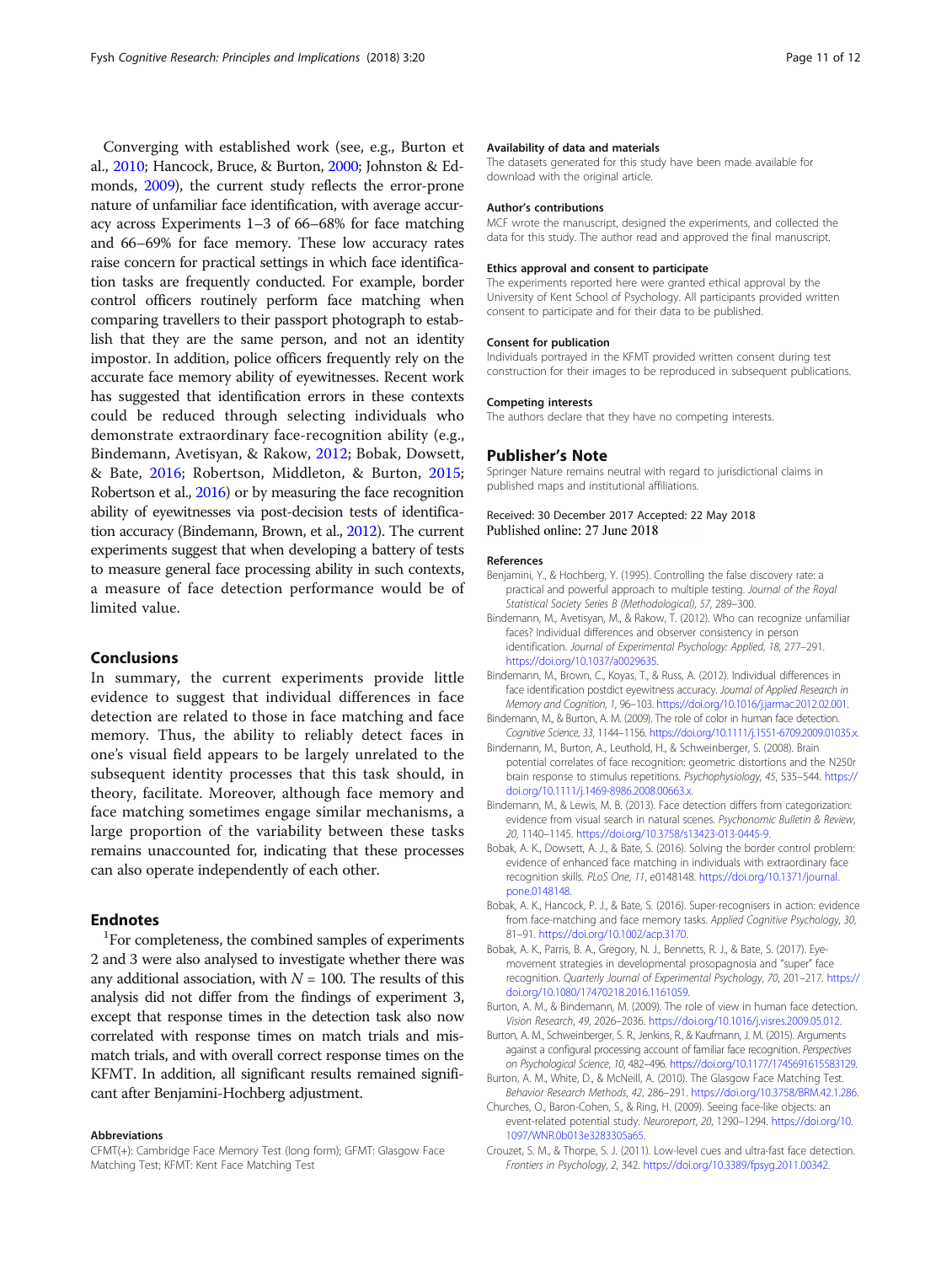Converging with established work (see, e.g., Burton et al., 2010; Hancock, Bruce, & Burton, 2000; Johnston & Edmonds, 2009), the current study reflects the error-prone nature of unfamiliar face identification, with average accuracy across Experiments 1–3 of 66–68% for face matching and 66–69% for face memory. These low accuracy rates raise concern for practical settings in which face identification tasks are frequently conducted. For example, border control officers routinely perform face matching when comparing travellers to their passport photograph to establish that they are the same person, and not an identity impostor. In addition, police officers frequently rely on the accurate face memory ability of eyewitnesses. Recent work has suggested that identification errors in these contexts could be reduced through selecting individuals who demonstrate extraordinary face-recognition ability (e.g., Bindemann, Avetisyan, & Rakow, 2012; Bobak, Dowsett, & Bate, 2016; Robertson, Middleton, & Burton, 2015; Robertson et al., 2016) or by measuring the face recognition ability of eyewitnesses via post-decision tests of identification accuracy (Bindemann, Brown, et al., 2012). The current experiments suggest that when developing a battery of tests to measure general face processing ability in such contexts, a measure of face detection performance would be of limited value.

## Conclusions

In summary, the current experiments provide little evidence to suggest that individual differences in face detection are related to those in face matching and face memory. Thus, the ability to reliably detect faces in one's visual field appears to be largely unrelated to the subsequent identity processes that this task should, in theory, facilitate. Moreover, although face memory and face matching sometimes engage similar mechanisms, a large proportion of the variability between these tasks remains unaccounted for, indicating that these processes can also operate independently of each other.

## Endnotes

[1]For completeness, the combined samples of experiments 2 and 3 were also analysed to investigate whether there was any additional association, with $N = 100$. The results of this analysis did not differ from the findings of experiment 3, except that response times in the detection task also now correlated with response times on match trials and mismatch trials, and with overall correct response times on the KFMT. In addition, all significant results remained significant after Benjamini-Hochberg adjustment.

### Abbreviations

CFMT(+): Cambridge Face Memory Test (long form); GFMT: Glasgow Face Matching Test; KFMT: Kent Face Matching Test

### Availability of data and materials

The datasets generated for this study have been made available for download with the original article.

### Author's contributions

MCF wrote the manuscript, designed the experiments, and collected the data for this study. The author read and approved the final manuscript.

### Ethics approval and consent to participate

The experiments reported here were granted ethical approval by the University of Kent School of Psychology. All participants provided written consent to participate and for their data to be published.

### Consent for publication

Individuals portrayed in the KFMT provided written consent during test construction for their images to be reproduced in subsequent publications.

### Competing interests

The authors declare that they have no competing interests.

## Publisher's Note

Springer Nature remains neutral with regard to jurisdictional claims in published maps and institutional affiliations.

Received: 30 December 2017 Accepted: 22 May 2018
Published online: 27 June 2018

### References

Benjamini, Y., & Hochberg, Y. (1995). Controlling the false discovery rate: a practical and powerful approach to multiple testing. *Journal of the Royal Statistical Society Series B (Methodological)*, *57*, 289–300.

Bindemann, M., Avetisyan, M., & Rakow, T. (2012). Who can recognize unfamiliar faces? Individual differences and observer consistency in person identification. *Journal of Experimental Psychology: Applied*, *18*, 277–291. https://doi.org/10.1037/a0029635.

Bindemann, M., Brown, C., Koyas, T., & Russ, A. (2012). Individual differences in face identification postdict eyewitness accuracy. *Journal of Applied Research in Memory and Cognition*, *1*, 96–103. https://doi.org/10.1016/j.jarmac.2012.02.001.

Bindemann, M., & Burton, A. M. (2009). The role of color in human face detection. *Cognitive Science*, *33*, 1144–1156. https://doi.org/10.1111/j.1551-6709.2009.01035.x.

Bindemann, M., Burton, A., Leuthold, H., & Schweinberger, S. (2008). Brain potential correlates of face recognition: geometric distortions and the N250r brain response to stimulus repetitions. *Psychophysiology*, *45*, 535–544. https://doi.org/10.1111/j.1469-8986.2008.00663.x.

Bindemann, M., & Lewis, M. B. (2013). Face detection differs from categorization: evidence from visual search in natural scenes. *Psychonomic Bulletin & Review*, *20*, 1140–1145. https://doi.org/10.3758/s13423-013-0445-9.

Bobak, A. K., Dowsett, A. J., & Bate, S. (2016). Solving the border control problem: evidence of enhanced face matching in individuals with extraordinary face recognition skills. *PLoS One*, *11*, e0148148. https://doi.org/10.1371/journal.pone.0148148.

Bobak, A. K., Hancock, P. J., & Bate, S. (2016). Super-recognisers in action: evidence from face-matching and face memory tasks. *Applied Cognitive Psychology*, *30*, 81–91. https://doi.org/10.1002/acp.3170.

Bobak, A. K., Parris, B. A., Gregory, N. J., Bennetts, R. J., & Bate, S. (2017). Eye-movement strategies in developmental prosopagnosia and "super" face recognition. *Quarterly Journal of Experimental Psychology*, *70*, 201–217. https://doi.org/10.1080/17470218.2016.1161059.

Burton, A. M., & Bindemann, M. (2009). The role of view in human face detection. *Vision Research*, *49*, 2026–2036. https://doi.org/10.1016/j.visres.2009.05.012.

Burton, A. M., Schweinberger, S. R., Jenkins, R., & Kaufmann, J. M. (2015). Arguments against a configural processing account of familiar face recognition. *Perspectives on Psychological Science*, *10*, 482–496. https://doi.org/10.1177/1745691615583129.

Burton, A. M., White, D., & McNeill, A. (2010). The Glasgow Face Matching Test. *Behavior Research Methods*, *42*, 286–291. https://doi.org/10.3758/BRM.42.1.286.

Churches, O., Baron-Cohen, S., & Ring, H. (2009). Seeing face-like objects: an event-related potential study. *Neuroreport*, *20*, 1290–1294. https://doi.org/10.1097/WNR.0b013e3283305a65.

Crouzet, S. M., & Thorpe, S. J. (2011). Low-level cues and ultra-fast face detection. *Frontiers in Psychology*, *2*, 342. https://doi.org/10.3389/fpsyg.2011.00342.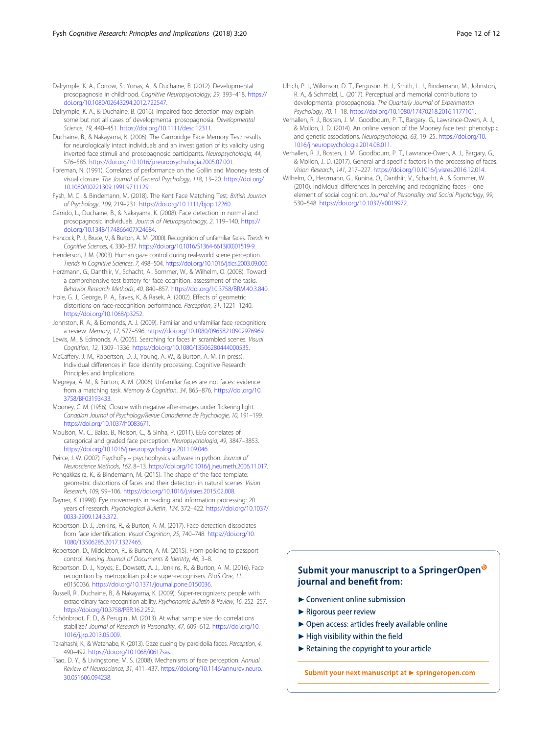Dalrymple, K. A., Corrow, S., Yonas, A., & Duchaine, B. (2012). Developmental prosopagnosia in childhood. *Cognitive Neuropsychology*, *29*, 393–418. https://doi.org/10.1080/02643294.2012.722547.

Dalrymple, K. A., & Duchaine, B. (2016). Impaired face detection may explain some but not all cases of developmental prosopagnosia. *Developmental Science*, *19*, 440–451. https://doi.org/10.1111/desc.12311.

Duchaine, B., & Nakayama, K. (2006). The Cambridge Face Memory Test: results for neurologically intact individuals and an investigation of its validity using inverted face stimuli and prosopagnosic participants. *Neuropsychologia*, *44*, 576–585. https://doi.org/10.1016/j.neuropsychologia.2005.07.001.

Foreman, N. (1991). Correlates of performance on the Gollin and Mooney tests of visual closure. *The Journal of General Psychology*, *118*, 13–20. https://doi.org/10.1080/00221309.1991.9711129.

Fysh, M. C., & Bindemann, M. (2018). The Kent Face Matching Test. *British Journal of Psychology*, *109*, 219–231. https://doi.org/10.1111/bjop.12260.

Garrido, L., Duchaine, B., & Nakayama, K. (2008). Face detection in normal and prosopagnosic individuals. *Journal of Neuropsychology*, *2*, 119–140. https://doi.org/10.1348/174866407X24684.

Hancock, P. J., Bruce, V., & Burton, A. M. (2000). Recognition of unfamiliar faces. *Trends in Cognitive Sciences*, *4*, 330–337. https://doi.org/10.1016/S1364-6613(00)01519-9.

Henderson, J. M. (2003). Human gaze control during real-world scene perception. *Trends in Cognitive Sciences*, *7*, 498–504. https://doi.org/10.1016/j.tics.2003.09.006.

Herzmann, G., Danthiir, V., Schacht, A., Sommer, W., & Wilhelm, O. (2008). Toward a comprehensive test battery for face cognition: assessment of the tasks. *Behavior Research Methods*, *40*, 840–857. https://doi.org/10.3758/BRM.40.3.840.

Hole, G. J., George, P. A., Eaves, K., & Rasek, A. (2002). Effects of geometric distortions on face-recognition performance. *Perception*, *31*, 1221–1240. https://doi.org/10.1068/p3252.

Johnston, R. A., & Edmonds, A. J. (2009). Familiar and unfamiliar face recognition: a review. *Memory*, *17*, 577–596. https://doi.org/10.1080/09658210902976969.

Lewis, M., & Edmonds, A. (2005). Searching for faces in scrambled scenes. *Visual Cognition*, *12*, 1309–1336. https://doi.org/10.1080/13506280444000535.

McCaffery, J. M., Robertson, D. J., Young, A. W., & Burton, A. M. (in press). Individual differences in face identity processing. Cognitive Research: Principles and Implications.

Megreya, A. M., & Burton, A. M. (2006). Unfamiliar faces are not faces: evidence from a matching task. *Memory & Cognition*, *34*, 865–876. https://doi.org/10.3758/BF03193433.

Mooney, C. M. (1956). Closure with negative after-images under flickering light. *Canadian Journal of Psychology/Revue Canadienne de Psychologie*, *10*, 191–199. https://doi.org/10.1037/h0083671.

Moulson, M. C., Balas, B., Nelson, C., & Sinha, P. (2011). EEG correlates of categorical and graded face perception. *Neuropsychologia*, *49*, 3847–3853. https://doi.org/10.1016/j.neuropsychologia.2011.09.046.

Peirce, J. W. (2007). PsychoPy – psychophysics software in python. *Journal of Neuroscience Methods*, *162*, 8–13. https://doi.org/10.1016/j.jneumeth.2006.11.017.

Pongakkasira, K., & Bindemann, M. (2015). The shape of the face template: geometric distortions of faces and their detection in natural scenes. *Vision Research*, *109*, 99–106. https://doi.org/10.1016/j.visres.2015.02.008.

Rayner, K. (1998). Eye movements in reading and information processing: 20 years of research. *Psychological Bulletin*, *124*, 372–422. https://doi.org/10.1037/0033-2909.124.3.372.

Robertson, D. J., Jenkins, R., & Burton, A. M. (2017). Face detection dissociates from face identification. *Visual Cognition*, *25*, 740–748. https://doi.org/10.1080/13506285.2017.1327465.

Robertson, D., Middleton, R., & Burton, A. M. (2015). From policing to passport control. *Keesing Journal of Documents & Identity*, *46*, 3–8.

Robertson, D. J., Noyes, E., Dowsett, A. J., Jenkins, R., & Burton, A. M. (2016). Face recognition by metropolitan police super-recognisers. *PLoS One*, *11*, e0150036. https://doi.org/10.1371/journal.pone.0150036.

Russell, R., Duchaine, B., & Nakayama, K. (2009). Super-recognizers: people with extraordinary face recognition ability. *Psychonomic Bulletin & Review*, *16*, 252–257. https://doi.org/10.3758/PBR.16.2.252.

Schönbrodt, F. D., & Perugini, M. (2013). At what sample size do correlations stabilize? *Journal of Research in Personality*, *47*, 609–612. https://doi.org/10.1016/j.jrp.2013.05.009.

Takahashi, K., & Watanabe, K. (2013). Gaze cueing by pareidolia faces. *Perception*, *4*, 490–492. https://doi.org/10.1068/i0617sas.

Tsao, D. Y., & Livingstone, M. S. (2008). Mechanisms of face perception. *Annual Review of Neuroscience*, *31*, 411–437. https://doi.org/10.1146/annurev.neuro.30.051606.094238.

Ulrich, P. I., Wilkinson, D. T., Ferguson, H. J., Smith, L. J., Bindemann, M., Johnston, R. A., & Schmalzl, L. (2017). Perceptual and memorial contributions to developmental prosopagnosia. *The Quarterly Journal of Experimental Psychology*, *70*, 1–18. https://doi.org/10.1080/17470218.2016.1177101.

Verhallen, R. J., Bosten, J. M., Goodbourn, P. T., Bargary, G., Lawrance-Owen, A. J., & Mollon, J. D. (2014). An online version of the Mooney face test: phenotypic and genetic associations. *Neuropsychologia*, *63*, 19–25. https://doi.org/10.1016/j.neuropsychologia.2014.08.011.

Verhallen, R. J., Bosten, J. M., Goodbourn, P. T., Lawrance-Owen, A. J., Bargary, G., & Mollon, J. D. (2017). General and specific factors in the processing of faces. *Vision Research*, *141*, 217–227. https://doi.org/10.1016/j.visres.2016.12.014.

Wilhelm, O., Herzmann, G., Kunina, O., Danthiir, V., Schacht, A., & Sommer, W. (2010). Individual differences in perceiving and recognizing faces – one element of social cognition. *Journal of Personality and Social Psychology*, *99*, 530–548. https://doi.org/10.1037/a0019972.

**Submit your manuscript to a SpringerOpen journal and benefit from:**

- ► Convenient online submission
- ► Rigorous peer review
- ► Open access: articles freely available online
- ► High visibility within the field
- ► Retaining the copyright to your article

**Submit your next manuscript at ► springeropen.com**